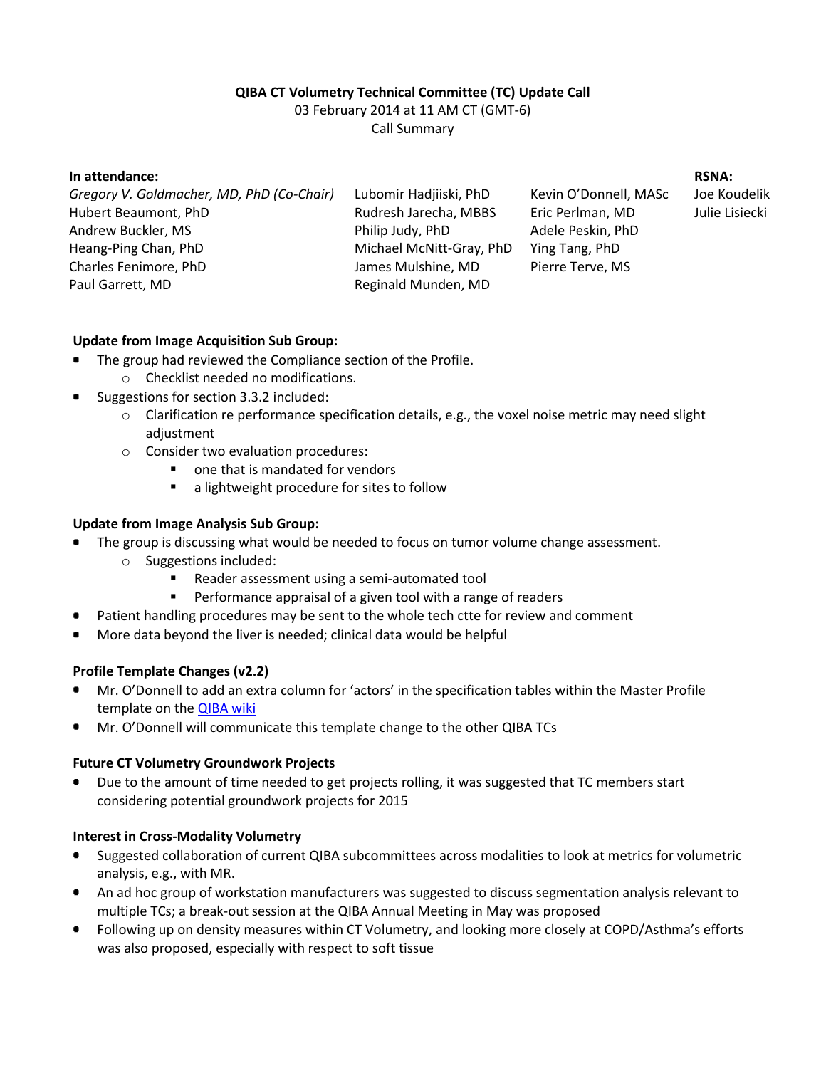**QIBA CT Volumetry Technical Committee (TC) Update Call**

03 February 2014 at 11 AM CT (GMT-6)

Call Summary

**In attendance:**

*Gregory V. Goldmacher, MD, PhD (Co-Chair)*
Hubert Beaumont, PhD
Andrew Buckler, MS
Heang-Ping Chan, PhD
Charles Fenimore, PhD
Paul Garrett, MD
Lubomir Hadjiiski, PhD
Rudresh Jarecha, MBBS
Philip Judy, PhD
Michael McNitt-Gray, PhD
James Mulshine, MD
Reginald Munden, MD
Kevin O'Donnell, MASc
Eric Perlman, MD
Adele Peskin, PhD
Ying Tang, PhD
Pierre Terve, MS

**RSNA:**

Joe Koudelik
Julie Lisiecki

**Update from Image Acquisition Sub Group:**

- The group had reviewed the Compliance section of the Profile.
    - Checklist needed no modifications.
- Suggestions for section 3.3.2 included:
    - Clarification re performance specification details, e.g., the voxel noise metric may need slight adjustment
    - Consider two evaluation procedures:
        - one that is mandated for vendors
        - a lightweight procedure for sites to follow

**Update from Image Analysis Sub Group:**

- The group is discussing what would be needed to focus on tumor volume change assessment.
    - Suggestions included:
        - Reader assessment using a semi-automated tool
        - Performance appraisal of a given tool with a range of readers
- Patient handling procedures may be sent to the whole tech ctte for review and comment
- More data beyond the liver is needed; clinical data would be helpful

**Profile Template Changes (v2.2)**

- Mr. O'Donnell to add an extra column for 'actors' in the specification tables within the Master Profile template on the QIBA wiki
- Mr. O'Donnell will communicate this template change to the other QIBA TCs

**Future CT Volumetry Groundwork Projects**

- Due to the amount of time needed to get projects rolling, it was suggested that TC members start considering potential groundwork projects for 2015

**Interest in Cross-Modality Volumetry**

- Suggested collaboration of current QIBA subcommittees across modalities to look at metrics for volumetric analysis, e.g., with MR.
- An ad hoc group of workstation manufacturers was suggested to discuss segmentation analysis relevant to multiple TCs; a break-out session at the QIBA Annual Meeting in May was proposed
- Following up on density measures within CT Volumetry, and looking more closely at COPD/Asthma's efforts was also proposed, especially with respect to soft tissue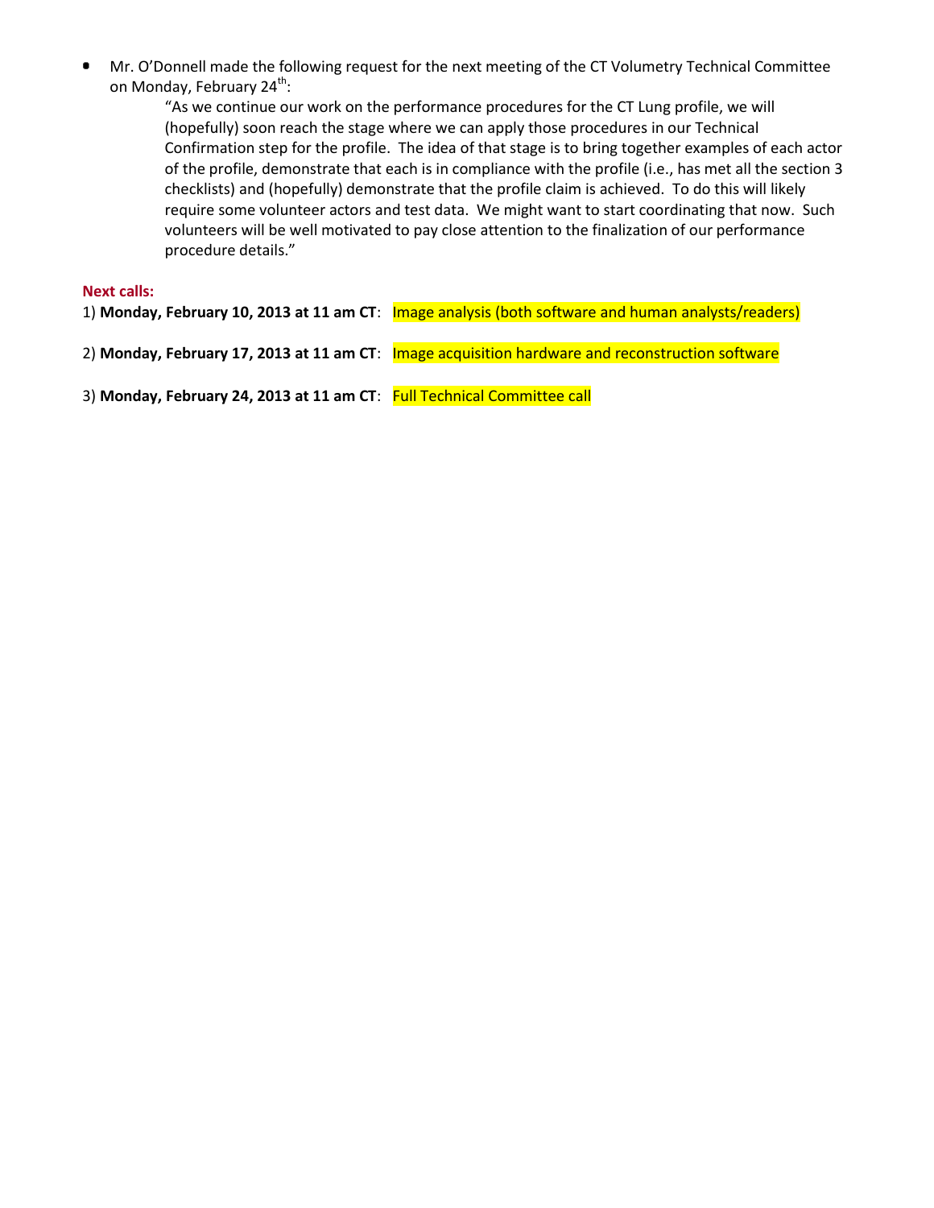- Mr. O'Donnell made the following request for the next meeting of the CT Volumetry Technical Committee on Monday, February 24th:

  > "As we continue our work on the performance procedures for the CT Lung profile, we will (hopefully) soon reach the stage where we can apply those procedures in our Technical Confirmation step for the profile. The idea of that stage is to bring together examples of each actor of the profile, demonstrate that each is in compliance with the profile (i.e., has met all the section 3 checklists) and (hopefully) demonstrate that the profile claim is achieved. To do this will likely require some volunteer actors and test data. We might want to start coordinating that now. Such volunteers will be well motivated to pay close attention to the finalization of our performance procedure details."

**Next calls:**

1) **Monday, February 10, 2013 at 11 am CT**: Image analysis (both software and human analysts/readers)

2) **Monday, February 17, 2013 at 11 am CT**: Image acquisition hardware and reconstruction software

3) **Monday, February 24, 2013 at 11 am CT**: Full Technical Committee call